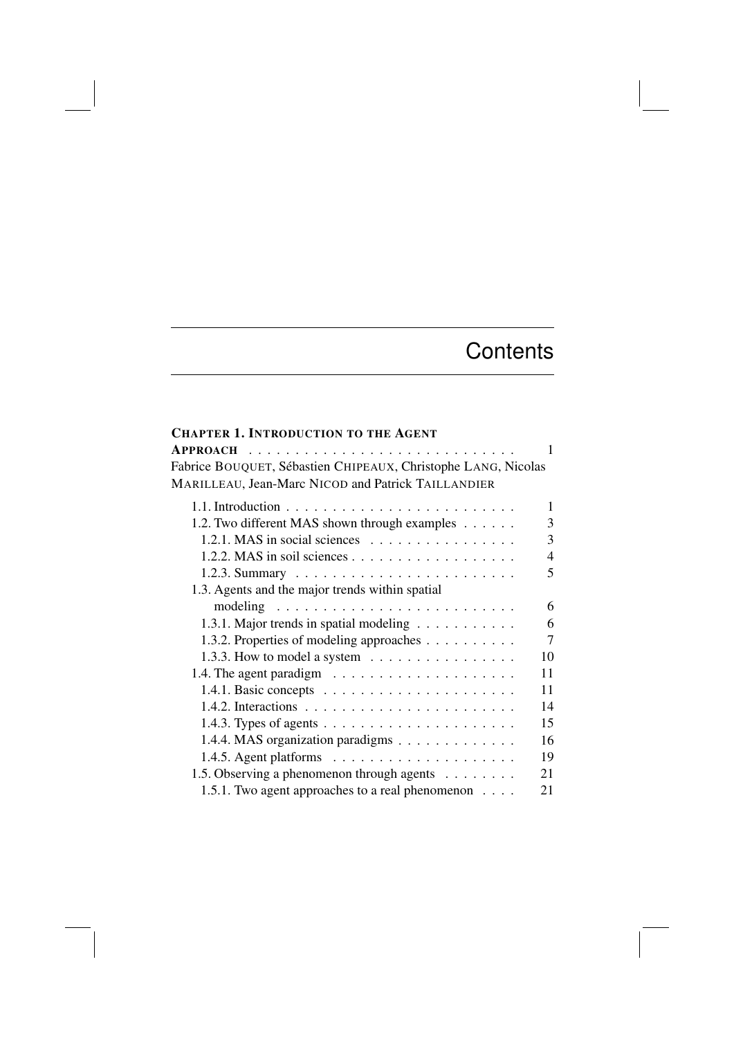# Contents

**CHAPTER 1. INTRODUCTION TO THE AGENT APPROACH** . . . . . . . . . . . . . . . . . . . . . . . . . . . . . 1

Fabrice BOUQUET, Sébastien CHIPEAUX, Christophe LANG, Nicolas MARILLEAU, Jean-Marc NICOD and Patrick TAILLANDIER

- 1.1. Introduction . . . . . . . . . . . . . . . . . . . . . . . . . 1
- 1.2. Two different MAS shown through examples . . . . . . 3
  - 1.2.1. MAS in social sciences . . . . . . . . . . . . . . . . 3
  - 1.2.2. MAS in soil sciences . . . . . . . . . . . . . . . . . . 4
  - 1.2.3. Summary . . . . . . . . . . . . . . . . . . . . . . . . 5
- 1.3. Agents and the major trends within spatial modeling . . . . . . . . . . . . . . . . . . . . . . . . . 6
  - 1.3.1. Major trends in spatial modeling . . . . . . . . . . . 6
  - 1.3.2. Properties of modeling approaches . . . . . . . . . . 7
  - 1.3.3. How to model a system . . . . . . . . . . . . . . . . 10
- 1.4. The agent paradigm . . . . . . . . . . . . . . . . . . . . 11
  - 1.4.1. Basic concepts . . . . . . . . . . . . . . . . . . . . . 11
  - 1.4.2. Interactions . . . . . . . . . . . . . . . . . . . . . . . 14
  - 1.4.3. Types of agents . . . . . . . . . . . . . . . . . . . . . 15
  - 1.4.4. MAS organization paradigms . . . . . . . . . . . . . 16
  - 1.4.5. Agent platforms . . . . . . . . . . . . . . . . . . . . 19
- 1.5. Observing a phenomenon through agents . . . . . . . . 21
  - 1.5.1. Two agent approaches to a real phenomenon . . . . 21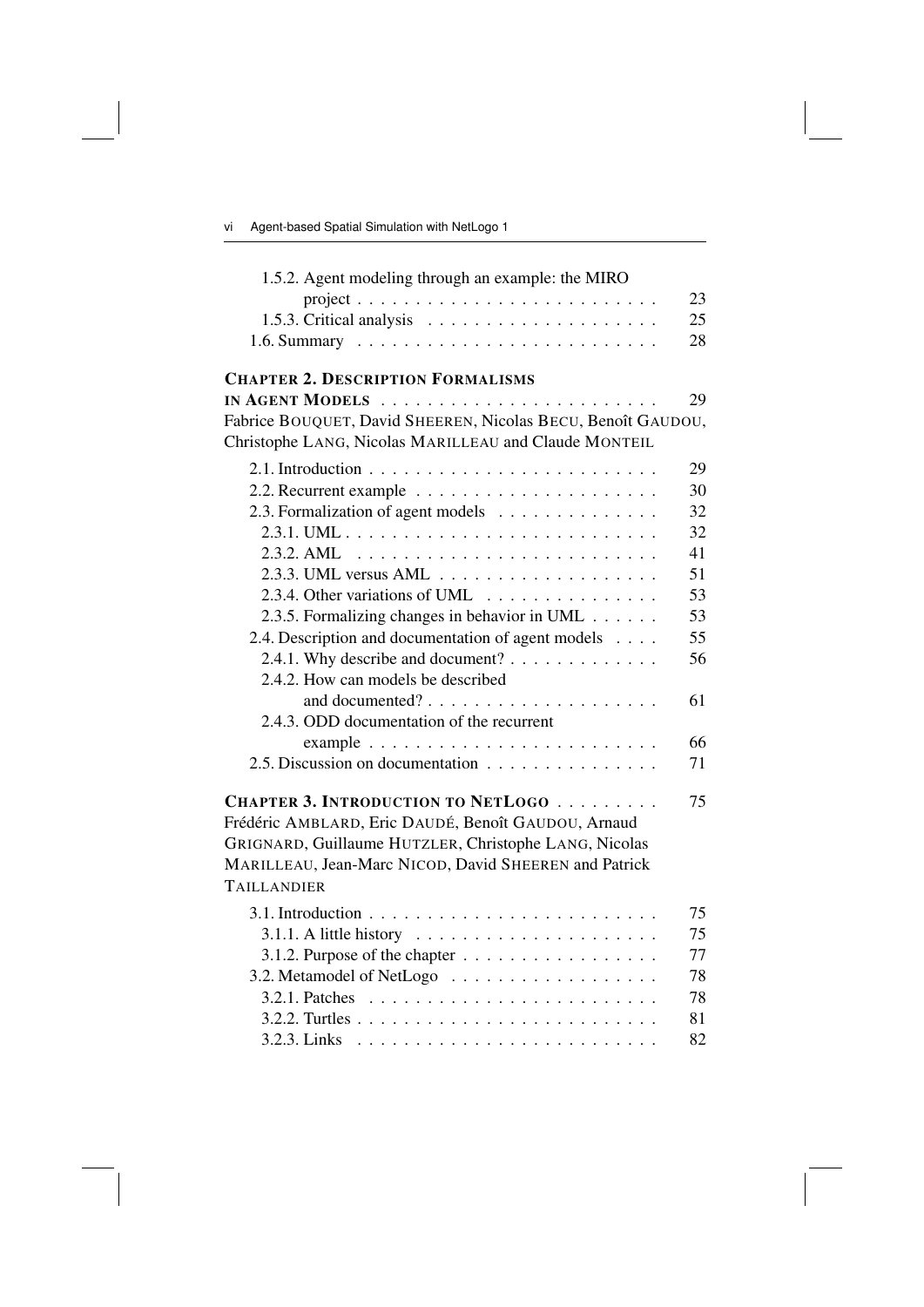1.5.2. Agent modeling through an example: the MIRO project . . . . . . . . . . . . . . . . . . . . . . . . . . 23
1.5.3. Critical analysis . . . . . . . . . . . . . . . . . . . . 25
1.6. Summary . . . . . . . . . . . . . . . . . . . . . . . . . . 28

**CHAPTER 2. DESCRIPTION FORMALISMS IN AGENT MODELS** . . . . . . . . . . . . . . . . . . . . . . . . 29
Fabrice BOUQUET, David SHEEREN, Nicolas BECU, Benoît GAUDOU, Christophe LANG, Nicolas MARILLEAU and Claude MONTEIL

2.1. Introduction . . . . . . . . . . . . . . . . . . . . . . . . . 29
2.2. Recurrent example . . . . . . . . . . . . . . . . . . . . . 30
2.3. Formalization of agent models . . . . . . . . . . . . . . 32
2.3.1. UML . . . . . . . . . . . . . . . . . . . . . . . . . . . 32
2.3.2. AML . . . . . . . . . . . . . . . . . . . . . . . . . . 41
2.3.3. UML versus AML . . . . . . . . . . . . . . . . . . . 51
2.3.4. Other variations of UML . . . . . . . . . . . . . . . 53
2.3.5. Formalizing changes in behavior in UML . . . . . . 53
2.4. Description and documentation of agent models . . . . 55
2.4.1. Why describe and document? . . . . . . . . . . . . . 56
2.4.2. How can models be described and documented? . . . . . . . . . . . . . . . . . . . . 61
2.4.3. ODD documentation of the recurrent example . . . . . . . . . . . . . . . . . . . . . . . . . 66
2.5. Discussion on documentation . . . . . . . . . . . . . . . 71

**CHAPTER 3. INTRODUCTION TO NETLOGO** . . . . . . . . . 75
Frédéric AMBLARD, Eric DAUDÉ, Benoît GAUDOU, Arnaud GRIGNARD, Guillaume HUTZLER, Christophe LANG, Nicolas MARILLEAU, Jean-Marc NICOD, David SHEEREN and Patrick TAILLANDIER

3.1. Introduction . . . . . . . . . . . . . . . . . . . . . . . . . 75
3.1.1. A little history . . . . . . . . . . . . . . . . . . . . . 75
3.1.2. Purpose of the chapter . . . . . . . . . . . . . . . . . 77
3.2. Metamodel of NetLogo . . . . . . . . . . . . . . . . . . 78
3.2.1. Patches . . . . . . . . . . . . . . . . . . . . . . . . . 78
3.2.2. Turtles . . . . . . . . . . . . . . . . . . . . . . . . . . 81
3.2.3. Links . . . . . . . . . . . . . . . . . . . . . . . . . . 82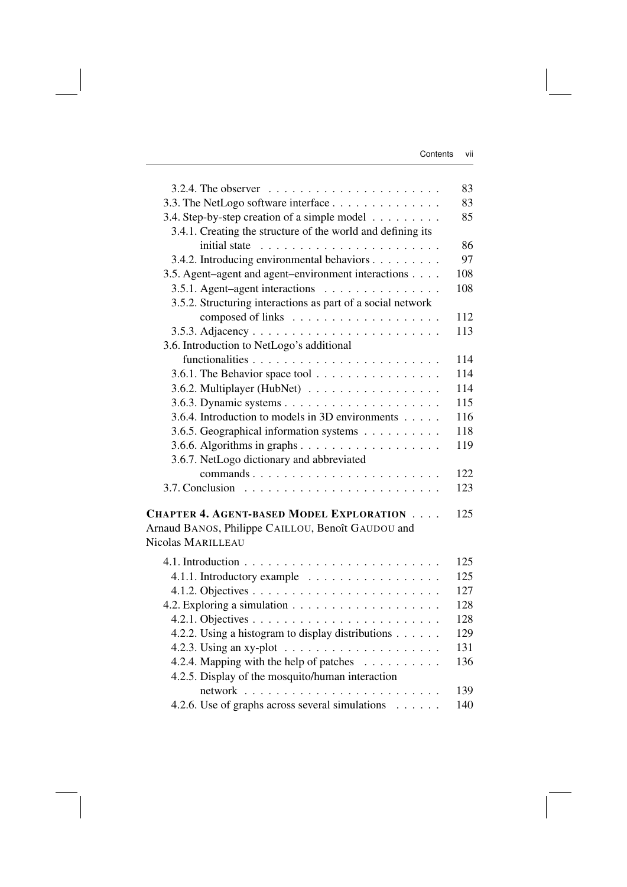3.2.4. The observer . . . . . . . . . . . . . . . . . . . . . . . 83
3.3. The NetLogo software interface . . . . . . . . . . . . . . 83
3.4. Step-by-step creation of a simple model . . . . . . . . . 85
3.4.1. Creating the structure of the world and defining its initial state . . . . . . . . . . . . . . . . . . . . . . . 86
3.4.2. Introducing environmental behaviors . . . . . . . . . 97
3.5. Agent–agent and agent–environment interactions . . . . 108
3.5.1. Agent–agent interactions . . . . . . . . . . . . . . . 108
3.5.2. Structuring interactions as part of a social network composed of links . . . . . . . . . . . . . . . . . . . 112
3.5.3. Adjacency . . . . . . . . . . . . . . . . . . . . . . . . 113
3.6. Introduction to NetLogo's additional functionalities . . . . . . . . . . . . . . . . . . . . . . . . 114
3.6.1. The Behavior space tool . . . . . . . . . . . . . . . . 114
3.6.2. Multiplayer (HubNet) . . . . . . . . . . . . . . . . . 114
3.6.3. Dynamic systems . . . . . . . . . . . . . . . . . . . . 115
3.6.4. Introduction to models in 3D environments . . . . . 116
3.6.5. Geographical information systems . . . . . . . . . . 118
3.6.6. Algorithms in graphs . . . . . . . . . . . . . . . . . . 119
3.6.7. NetLogo dictionary and abbreviated commands . . . . . . . . . . . . . . . . . . . . . . . . 122
3.7. Conclusion . . . . . . . . . . . . . . . . . . . . . . . . . 123

**CHAPTER 4. AGENT-BASED MODEL EXPLORATION** . . . . 125

Arnaud BANOS, Philippe CAILLOU, Benoît GAUDOU and Nicolas MARILLEAU

4.1. Introduction . . . . . . . . . . . . . . . . . . . . . . . . . 125
4.1.1. Introductory example . . . . . . . . . . . . . . . . . 125
4.1.2. Objectives . . . . . . . . . . . . . . . . . . . . . . . . 127
4.2. Exploring a simulation . . . . . . . . . . . . . . . . . . . 128
4.2.1. Objectives . . . . . . . . . . . . . . . . . . . . . . . . 128
4.2.2. Using a histogram to display distributions . . . . . . 129
4.2.3. Using an xy-plot . . . . . . . . . . . . . . . . . . . . 131
4.2.4. Mapping with the help of patches . . . . . . . . . . 136
4.2.5. Display of the mosquito/human interaction network . . . . . . . . . . . . . . . . . . . . . . . . . 139
4.2.6. Use of graphs across several simulations . . . . . . 140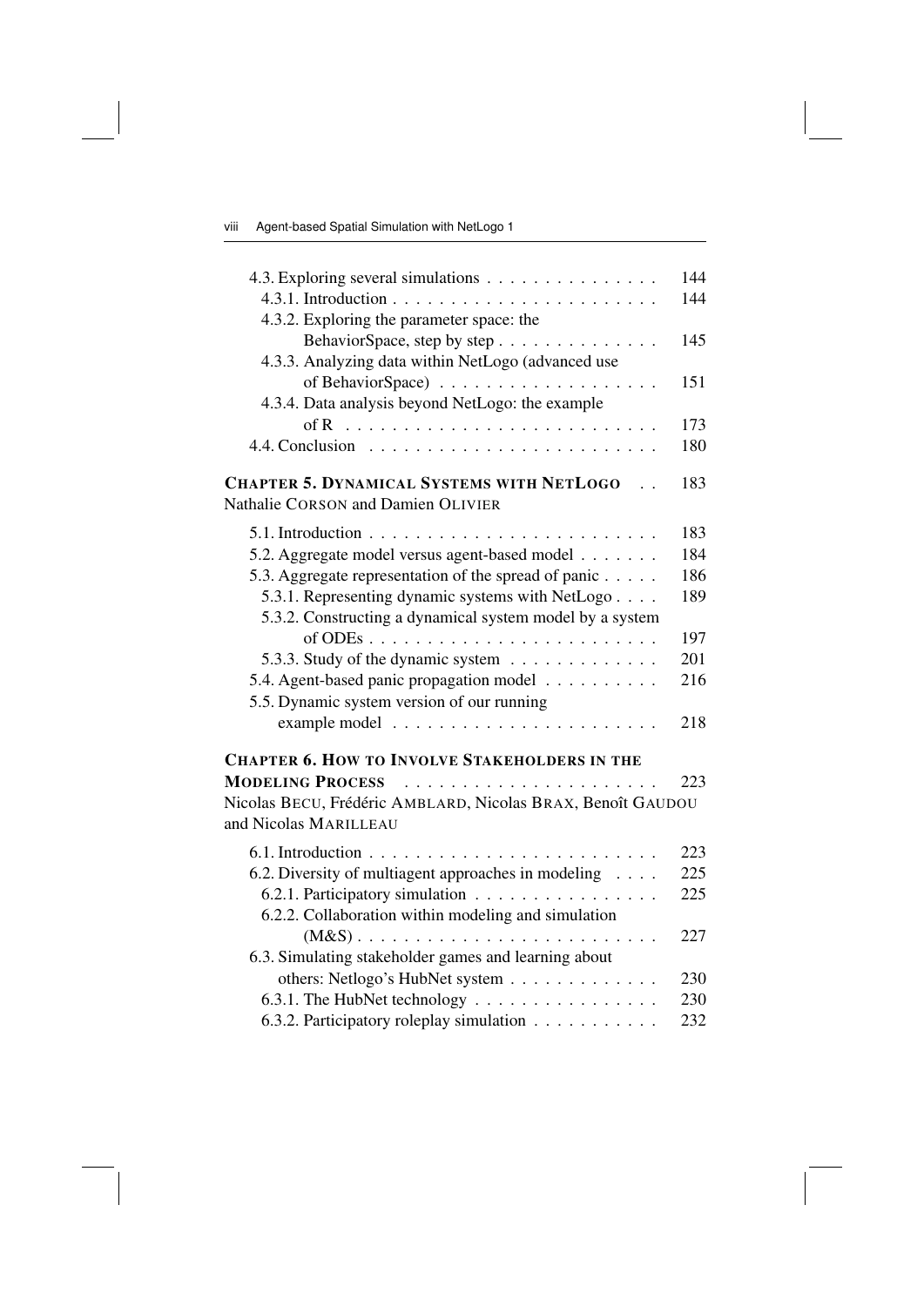4.3. Exploring several simulations . . . . . . . . . . . . . . . 144
  4.3.1. Introduction . . . . . . . . . . . . . . . . . . . . . . . . 144
  4.3.2. Exploring the parameter space: the BehaviorSpace, step by step . . . . . . . . . . . . . . 145
  4.3.3. Analyzing data within NetLogo (advanced use of BehaviorSpace) . . . . . . . . . . . . . . . . . . . 151
  4.3.4. Data analysis beyond NetLogo: the example of R . . . . . . . . . . . . . . . . . . . . . . . . . . 173
4.4. Conclusion . . . . . . . . . . . . . . . . . . . . . . . . . 180

**CHAPTER 5. DYNAMICAL SYSTEMS WITH NETLOGO** . . 183
Nathalie CORSON and Damien OLIVIER

5.1. Introduction . . . . . . . . . . . . . . . . . . . . . . . . . 183
5.2. Aggregate model versus agent-based model . . . . . . . 184
5.3. Aggregate representation of the spread of panic . . . . . 186
  5.3.1. Representing dynamic systems with NetLogo . . . . 189
  5.3.2. Constructing a dynamical system model by a system of ODEs . . . . . . . . . . . . . . . . . . . . . . . . . 197
  5.3.3. Study of the dynamic system . . . . . . . . . . . . . 201
5.4. Agent-based panic propagation model . . . . . . . . . . 216
5.5. Dynamic system version of our running example model . . . . . . . . . . . . . . . . . . . . . . 218

**CHAPTER 6. HOW TO INVOLVE STAKEHOLDERS IN THE MODELING PROCESS** . . . . . . . . . . . . . . . . . . . . . 223
Nicolas BECU, Frédéric AMBLARD, Nicolas BRAX, Benoît GAUDOU and Nicolas MARILLEAU

6.1. Introduction . . . . . . . . . . . . . . . . . . . . . . . . . 223
6.2. Diversity of multiagent approaches in modeling . . . . 225
  6.2.1. Participatory simulation . . . . . . . . . . . . . . . . 225
  6.2.2. Collaboration within modeling and simulation (M&S) . . . . . . . . . . . . . . . . . . . . . . . . . . 227
6.3. Simulating stakeholder games and learning about others: Netlogo's HubNet system . . . . . . . . . . . . . 230
  6.3.1. The HubNet technology . . . . . . . . . . . . . . . . 230
  6.3.2. Participatory roleplay simulation . . . . . . . . . . . 232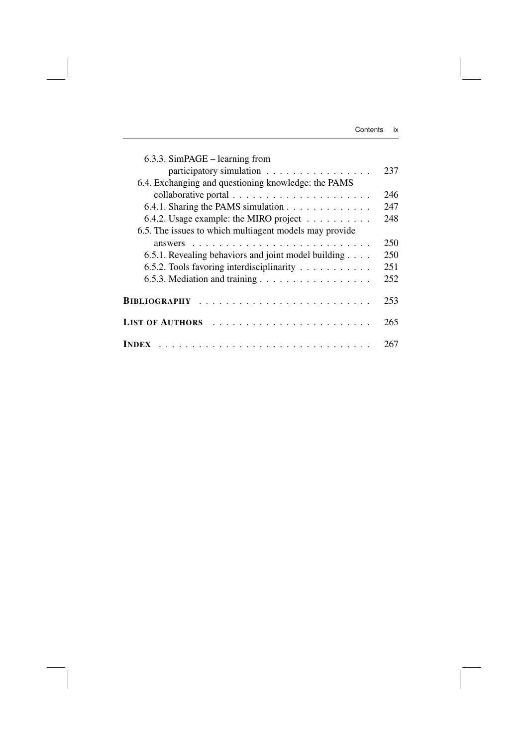6.3.3. SimPAGE – learning from participatory simulation . . . . . . . . . . . . . . . . 237

6.4. Exchanging and questioning knowledge: the PAMS collaborative portal . . . . . . . . . . . . . . . . . . . . . . 246

6.4.1. Sharing the PAMS simulation . . . . . . . . . . . . . 247

6.4.2. Usage example: the MIRO project . . . . . . . . . . 248

6.5. The issues to which multiagent models may provide answers . . . . . . . . . . . . . . . . . . . . . . . . . . . 250

6.5.1. Revealing behaviors and joint model building . . . . 250

6.5.2. Tools favoring interdisciplinarity . . . . . . . . . . . 251

6.5.3. Mediation and training . . . . . . . . . . . . . . . . . 252

**BIBLIOGRAPHY** . . . . . . . . . . . . . . . . . . . . . . . . . 253

**LIST OF AUTHORS** . . . . . . . . . . . . . . . . . . . . . . . 265

**INDEX** . . . . . . . . . . . . . . . . . . . . . . . . . . . . . . 267